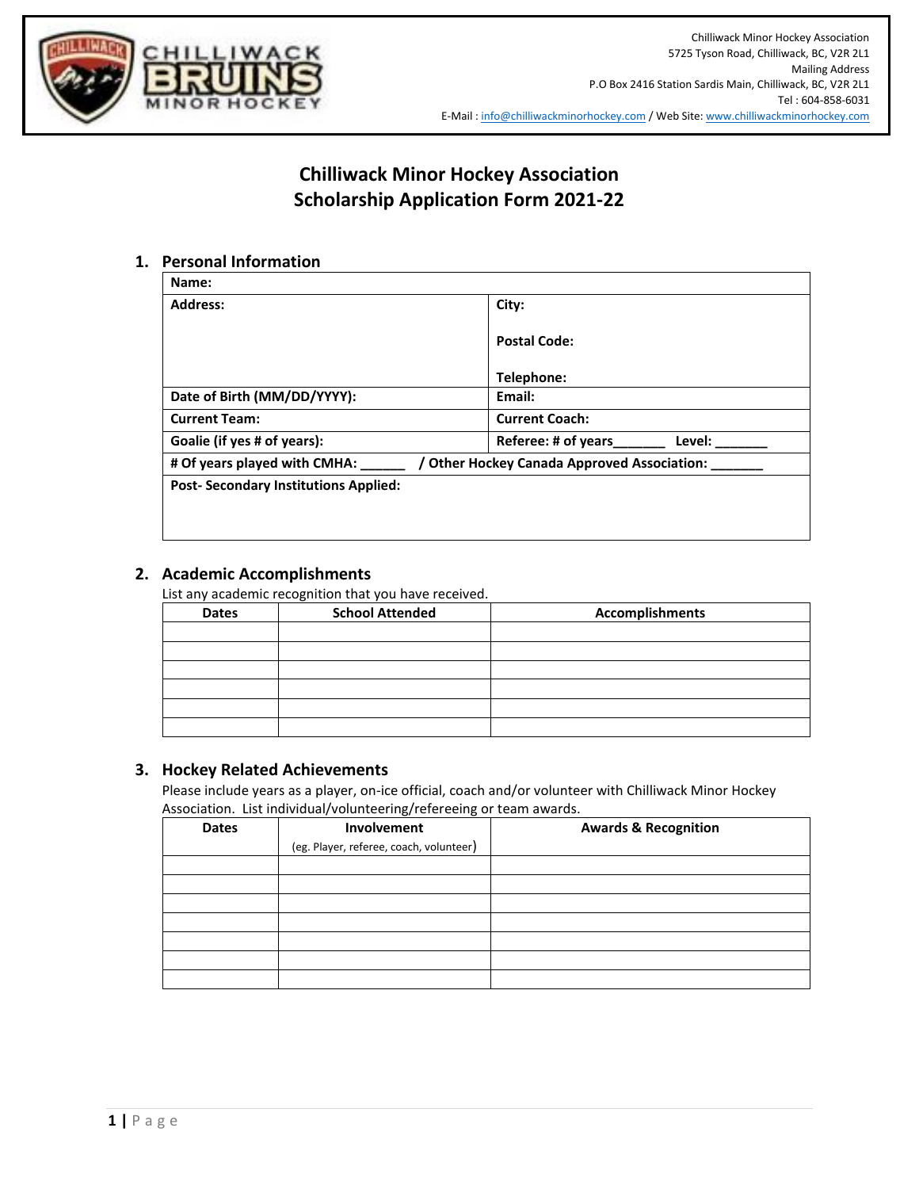Chilliwack Minor Hockey Association
5725 Tyson Road, Chilliwack, BC, V2R 2L1
Mailing Address
P.O Box 2416 Station Sardis Main, Chilliwack, BC, V2R 2L1
Tel : 604-858-6031
E-Mail : info@chilliwackminorhockey.com / Web Site: www.chilliwackminorhockey.com

# Chilliwack Minor Hockey Association
# Scholarship Application Form 2021-22

## 1. Personal Information

| **Name:** | |
|---|---|
| **Address:** | **City:**<br><br>**Postal Code:**<br><br>**Telephone:** |
| **Date of Birth (MM/DD/YYYY):** | **Email:** |
| **Current Team:** | **Current Coach:** |
| **Goalie (if yes # of years):** | **Referee: # of years\_\_\_\_\_\_\_ Level: \_\_\_\_\_\_\_** |
| **# Of years played with CMHA: \_\_\_\_\_\_ / Other Hockey Canada Approved Association: \_\_\_\_\_\_\_** | |
| **Post- Secondary Institutions Applied:** | |

## 2. Academic Accomplishments

List any academic recognition that you have received.

| Dates | School Attended | Accomplishments |
|---|---|---|
| | | |
| | | |
| | | |
| | | |
| | | |
| | | |

## 3. Hockey Related Achievements

Please include years as a player, on-ice official, coach and/or volunteer with Chilliwack Minor Hockey Association. List individual/volunteering/refereeing or team awards.

| Dates | Involvement (eg. Player, referee, coach, volunteer) | Awards & Recognition |
|---|---|---|
| | | |
| | | |
| | | |
| | | |
| | | |
| | | |
| | | |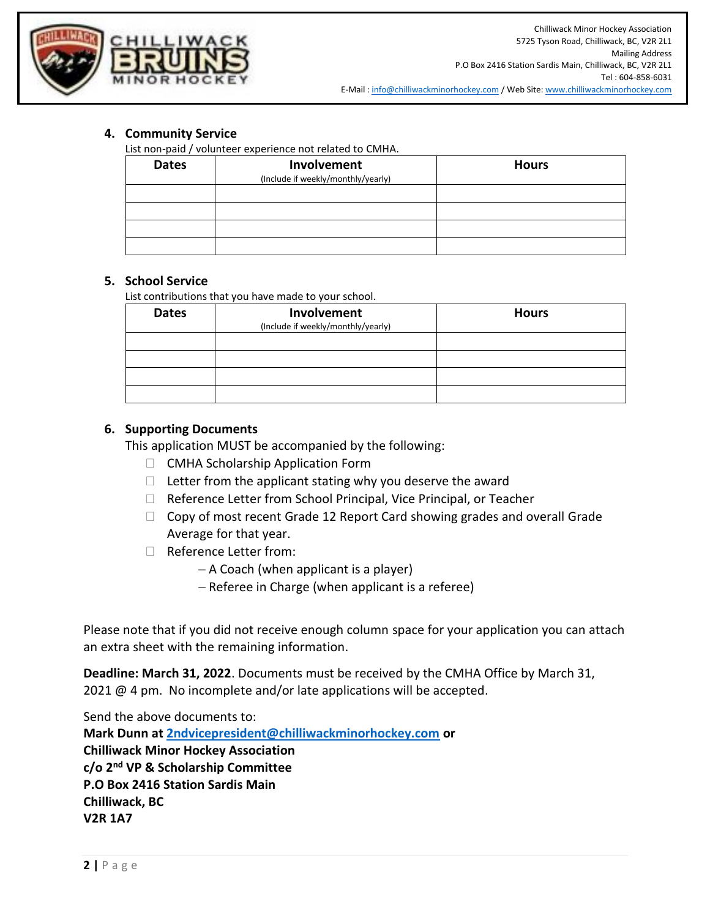Chilliwack Minor Hockey Association
5725 Tyson Road, Chilliwack, BC, V2R 2L1
Mailing Address
P.O Box 2416 Station Sardis Main, Chilliwack, BC, V2R 2L1
Tel : 604-858-6031
E-Mail : info@chilliwackminorhockey.com / Web Site: www.chilliwackminorhockey.com

## 4. Community Service

List non-paid / volunteer experience not related to CMHA.

| Dates | Involvement (Include if weekly/monthly/yearly) | Hours |
|---|---|---|
| | | |
| | | |
| | | |
| | | |

## 5. School Service

List contributions that you have made to your school.

| Dates | Involvement (Include if weekly/monthly/yearly) | Hours |
|---|---|---|
| | | |
| | | |
| | | |
| | | |

## 6. Supporting Documents

This application MUST be accompanied by the following:

- ☐ CMHA Scholarship Application Form
- ☐ Letter from the applicant stating why you deserve the award
- ☐ Reference Letter from School Principal, Vice Principal, or Teacher
- ☐ Copy of most recent Grade 12 Report Card showing grades and overall Grade Average for that year.
- ☐ Reference Letter from:
  - – A Coach (when applicant is a player)
  - – Referee in Charge (when applicant is a referee)

Please note that if you did not receive enough column space for your application you can attach an extra sheet with the remaining information.

**Deadline: March 31, 2022**. Documents must be received by the CMHA Office by March 31, 2021 @ 4 pm. No incomplete and/or late applications will be accepted.

Send the above documents to:
**Mark Dunn at 2ndvicepresident@chilliwackminorhockey.com or**
**Chilliwack Minor Hockey Association**
**c/o 2nd VP & Scholarship Committee**
**P.O Box 2416 Station Sardis Main**
**Chilliwack, BC**
**V2R 1A7**